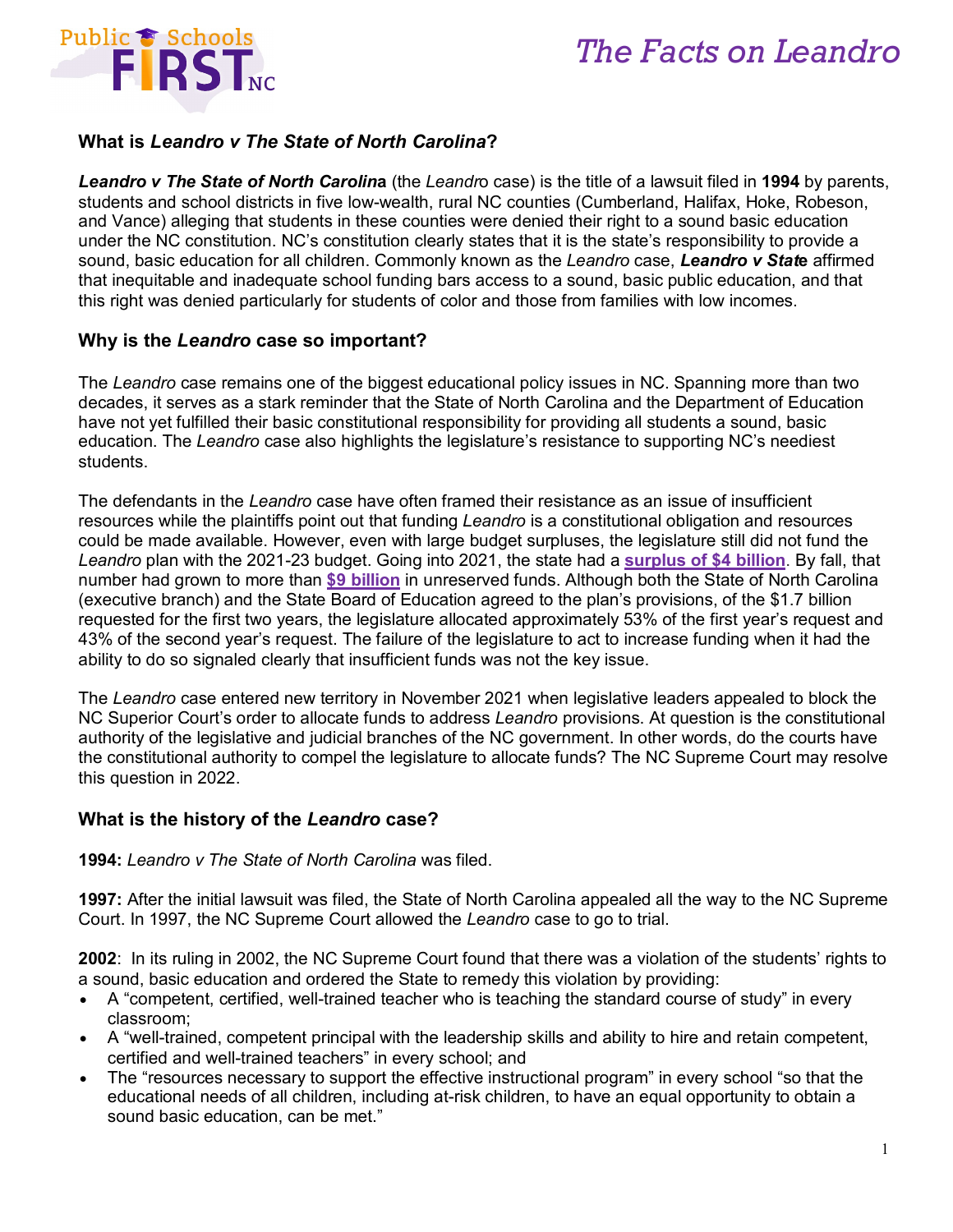# The Facts on Leandro

## What is *Leandro v The State of North Carolina*?

***Leandro v The State of North Carolina*** (the *Leandro* case) is the title of a lawsuit filed in **1994** by parents, students and school districts in five low-wealth, rural NC counties (Cumberland, Halifax, Hoke, Robeson, and Vance) alleging that students in these counties were denied their right to a sound basic education under the NC constitution. NC's constitution clearly states that it is the state's responsibility to provide a sound, basic education for all children. Commonly known as the *Leandro* case, ***Leandro v State*** affirmed that inequitable and inadequate school funding bars access to a sound, basic public education, and that this right was denied particularly for students of color and those from families with low incomes.

## Why is the *Leandro* case so important?

The *Leandro* case remains one of the biggest educational policy issues in NC. Spanning more than two decades, it serves as a stark reminder that the State of North Carolina and the Department of Education have not yet fulfilled their basic constitutional responsibility for providing all students a sound, basic education. The *Leandro* case also highlights the legislature's resistance to supporting NC's neediest students.

The defendants in the *Leandro* case have often framed their resistance as an issue of insufficient resources while the plaintiffs point out that funding *Leandro* is a constitutional obligation and resources could be made available. However, even with large budget surpluses, the legislature still did not fund the *Leandro* plan with the 2021-23 budget. Going into 2021, the state had a **surplus of $4 billion**. By fall, that number had grown to more than **$9 billion** in unreserved funds. Although both the State of North Carolina (executive branch) and the State Board of Education agreed to the plan's provisions, of the $1.7 billion requested for the first two years, the legislature allocated approximately 53% of the first year's request and 43% of the second year's request. The failure of the legislature to act to increase funding when it had the ability to do so signaled clearly that insufficient funds was not the key issue.

The *Leandro* case entered new territory in November 2021 when legislative leaders appealed to block the NC Superior Court's order to allocate funds to address *Leandro* provisions. At question is the constitutional authority of the legislative and judicial branches of the NC government. In other words, do the courts have the constitutional authority to compel the legislature to allocate funds? The NC Supreme Court may resolve this question in 2022.

## What is the history of the *Leandro* case?

**1994:** *Leandro v The State of North Carolina* was filed.

**1997:** After the initial lawsuit was filed, the State of North Carolina appealed all the way to the NC Supreme Court. In 1997, the NC Supreme Court allowed the *Leandro* case to go to trial.

**2002**: In its ruling in 2002, the NC Supreme Court found that there was a violation of the students' rights to a sound, basic education and ordered the State to remedy this violation by providing:

- A "competent, certified, well-trained teacher who is teaching the standard course of study" in every classroom;
- A "well-trained, competent principal with the leadership skills and ability to hire and retain competent, certified and well-trained teachers" in every school; and
- The "resources necessary to support the effective instructional program" in every school "so that the educational needs of all children, including at-risk children, to have an equal opportunity to obtain a sound basic education, can be met."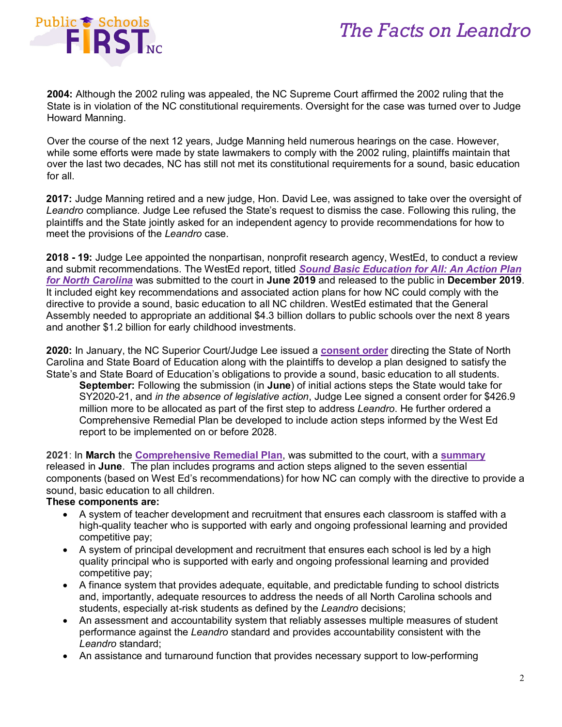**2004:** Although the 2002 ruling was appealed, the NC Supreme Court affirmed the 2002 ruling that the State is in violation of the NC constitutional requirements. Oversight for the case was turned over to Judge Howard Manning.

Over the course of the next 12 years, Judge Manning held numerous hearings on the case. However, while some efforts were made by state lawmakers to comply with the 2002 ruling, plaintiffs maintain that over the last two decades, NC has still not met its constitutional requirements for a sound, basic education for all.

**2017:** Judge Manning retired and a new judge, Hon. David Lee, was assigned to take over the oversight of *Leandro* compliance. Judge Lee refused the State's request to dismiss the case. Following this ruling, the plaintiffs and the State jointly asked for an independent agency to provide recommendations for how to meet the provisions of the *Leandro* case.

**2018 - 19:** Judge Lee appointed the nonpartisan, nonprofit research agency, WestEd, to conduct a review and submit recommendations. The WestEd report, titled ***Sound Basic Education for All: An Action Plan for North Carolina*** was submitted to the court in **June 2019** and released to the public in **December 2019**. It included eight key recommendations and associated action plans for how NC could comply with the directive to provide a sound, basic education to all NC children. WestEd estimated that the General Assembly needed to appropriate an additional $4.3 billion dollars to public schools over the next 8 years and another $1.2 billion for early childhood investments.

**2020:** In January, the NC Superior Court/Judge Lee issued a **consent order** directing the State of North Carolina and State Board of Education along with the plaintiffs to develop a plan designed to satisfy the State's and State Board of Education's obligations to provide a sound, basic education to all students.

> **September:** Following the submission (in **June**) of initial actions steps the State would take for SY2020-21, and *in the absence of legislative action*, Judge Lee signed a consent order for $426.9 million more to be allocated as part of the first step to address *Leandro*. He further ordered a Comprehensive Remedial Plan be developed to include action steps informed by the West Ed report to be implemented on or before 2028.

**2021**: In **March** the **Comprehensive Remedial Plan**, was submitted to the court, with a **summary** released in **June**. The plan includes programs and action steps aligned to the seven essential components (based on West Ed's recommendations) for how NC can comply with the directive to provide a sound, basic education to all children.

**These components are:**

- A system of teacher development and recruitment that ensures each classroom is staffed with a high-quality teacher who is supported with early and ongoing professional learning and provided competitive pay;
- A system of principal development and recruitment that ensures each school is led by a high quality principal who is supported with early and ongoing professional learning and provided competitive pay;
- A finance system that provides adequate, equitable, and predictable funding to school districts and, importantly, adequate resources to address the needs of all North Carolina schools and students, especially at-risk students as defined by the *Leandro* decisions;
- An assessment and accountability system that reliably assesses multiple measures of student performance against the *Leandro* standard and provides accountability consistent with the *Leandro* standard;
- An assistance and turnaround function that provides necessary support to low-performing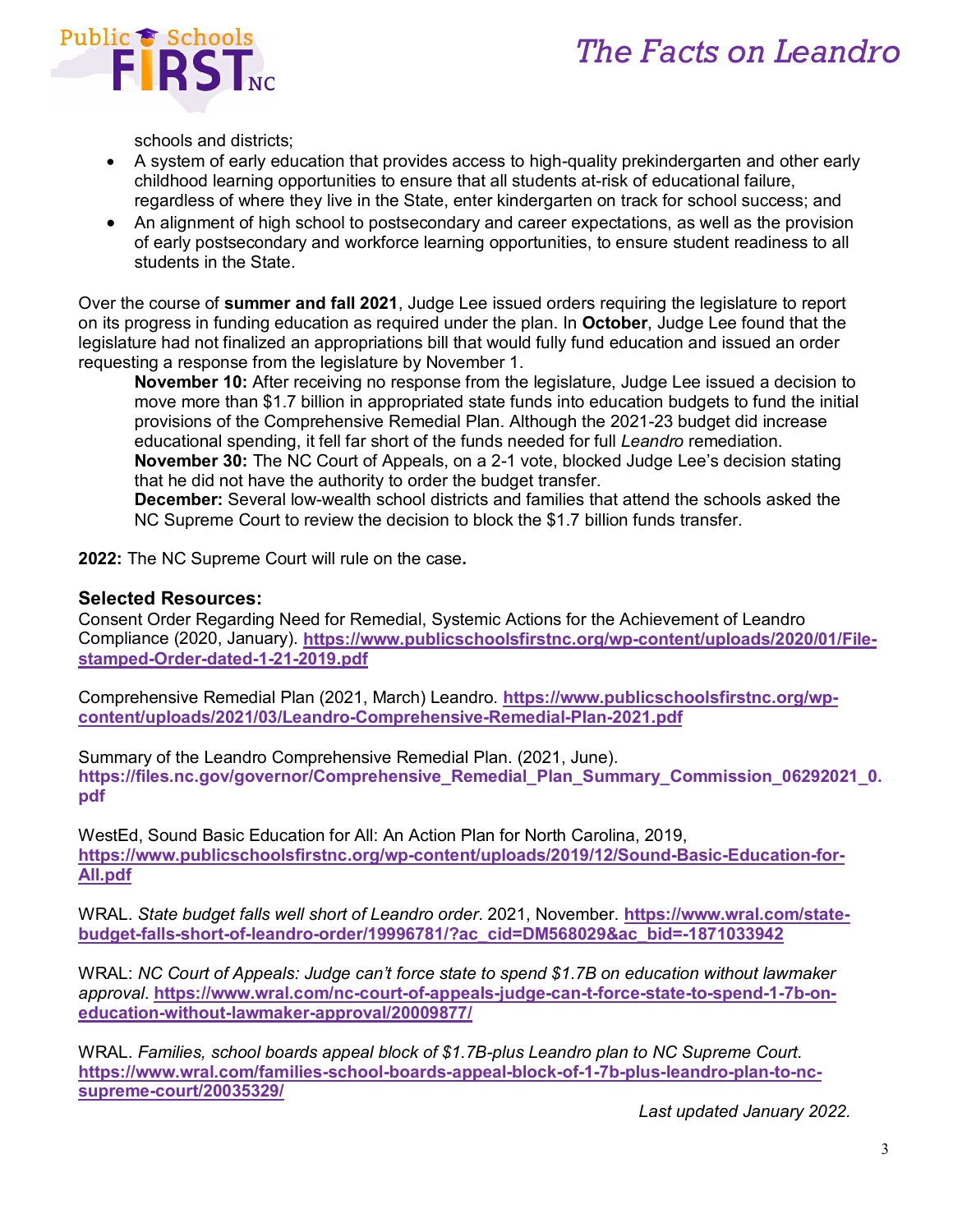schools and districts;

- A system of early education that provides access to high-quality prekindergarten and other early childhood learning opportunities to ensure that all students at-risk of educational failure, regardless of where they live in the State, enter kindergarten on track for school success; and
- An alignment of high school to postsecondary and career expectations, as well as the provision of early postsecondary and workforce learning opportunities, to ensure student readiness to all students in the State.

Over the course of **summer and fall 2021**, Judge Lee issued orders requiring the legislature to report on its progress in funding education as required under the plan. In **October**, Judge Lee found that the legislature had not finalized an appropriations bill that would fully fund education and issued an order requesting a response from the legislature by November 1.

> **November 10:** After receiving no response from the legislature, Judge Lee issued a decision to move more than $1.7 billion in appropriated state funds into education budgets to fund the initial provisions of the Comprehensive Remedial Plan. Although the 2021-23 budget did increase educational spending, it fell far short of the funds needed for full *Leandro* remediation.
> **November 30:** The NC Court of Appeals, on a 2-1 vote, blocked Judge Lee's decision stating that he did not have the authority to order the budget transfer.
> **December:** Several low-wealth school districts and families that attend the schools asked the NC Supreme Court to review the decision to block the $1.7 billion funds transfer.

**2022:** The NC Supreme Court will rule on the case**.**

### Selected Resources:

Consent Order Regarding Need for Remedial, Systemic Actions for the Achievement of Leandro Compliance (2020, January). **https://www.publicschoolsfirstnc.org/wp-content/uploads/2020/01/File-stamped-Order-dated-1-21-2019.pdf**

Comprehensive Remedial Plan (2021, March) Leandro. **https://www.publicschoolsfirstnc.org/wp-content/uploads/2021/03/Leandro-Comprehensive-Remedial-Plan-2021.pdf**

Summary of the Leandro Comprehensive Remedial Plan. (2021, June). **https://files.nc.gov/governor/Comprehensive_Remedial_Plan_Summary_Commission_06292021_0.pdf**

WestEd, Sound Basic Education for All: An Action Plan for North Carolina, 2019, **https://www.publicschoolsfirstnc.org/wp-content/uploads/2019/12/Sound-Basic-Education-for-All.pdf**

WRAL. *State budget falls well short of Leandro order*. 2021, November. **https://www.wral.com/state-budget-falls-short-of-leandro-order/19996781/?ac_cid=DM568029&ac_bid=-1871033942**

WRAL: *NC Court of Appeals: Judge can't force state to spend $1.7B on education without lawmaker approval*. **https://www.wral.com/nc-court-of-appeals-judge-can-t-force-state-to-spend-1-7b-on-education-without-lawmaker-approval/20009877/**

WRAL. *Families, school boards appeal block of $1.7B-plus Leandro plan to NC Supreme Court.* **https://www.wral.com/families-school-boards-appeal-block-of-1-7b-plus-leandro-plan-to-nc-supreme-court/20035329/**

*Last updated January 2022.*